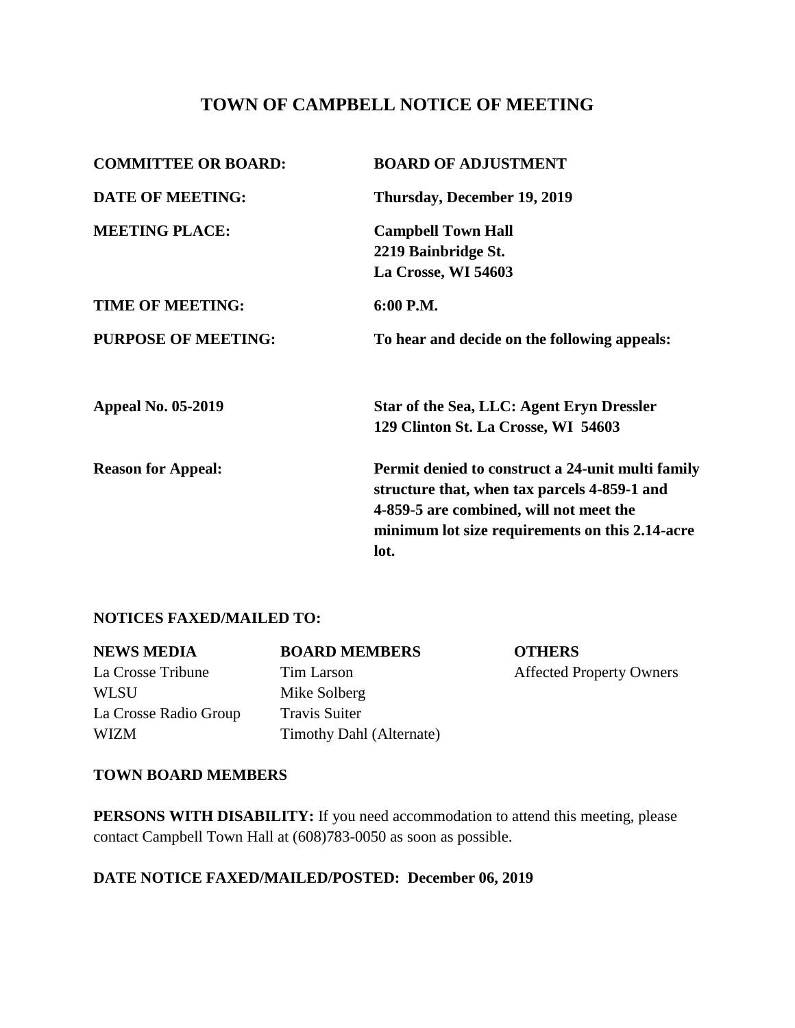# TOWN OF CAMPBELL NOTICE OF MEETING

| | |
|---|---|
| **COMMITTEE OR BOARD:** | **BOARD OF ADJUSTMENT** |
| **DATE OF MEETING:** | **Thursday, December 19, 2019** |
| **MEETING PLACE:** | **Campbell Town Hall**<br>**2219 Bainbridge St.**<br>**La Crosse, WI 54603** |
| **TIME OF MEETING:** | **6:00 P.M.** |
| **PURPOSE OF MEETING:** | **To hear and decide on the following appeals:** |
| **Appeal No. 05-2019** | **Star of the Sea, LLC: Agent Eryn Dressler**<br>**129 Clinton St. La Crosse, WI 54603** |
| **Reason for Appeal:** | **Permit denied to construct a 24-unit multi family structure that, when tax parcels 4-859-1 and 4-859-5 are combined, will not meet the minimum lot size requirements on this 2.14-acre lot.** |

**NOTICES FAXED/MAILED TO:**

| **NEWS MEDIA** | **BOARD MEMBERS** | **OTHERS** |
|---|---|---|
| La Crosse Tribune | Tim Larson | Affected Property Owners |
| WLSU | Mike Solberg | |
| La Crosse Radio Group | Travis Suiter | |
| WIZM | Timothy Dahl (Alternate) | |

**TOWN BOARD MEMBERS**

**PERSONS WITH DISABILITY:** If you need accommodation to attend this meeting, please contact Campbell Town Hall at (608)783-0050 as soon as possible.

**DATE NOTICE FAXED/MAILED/POSTED: December 06, 2019**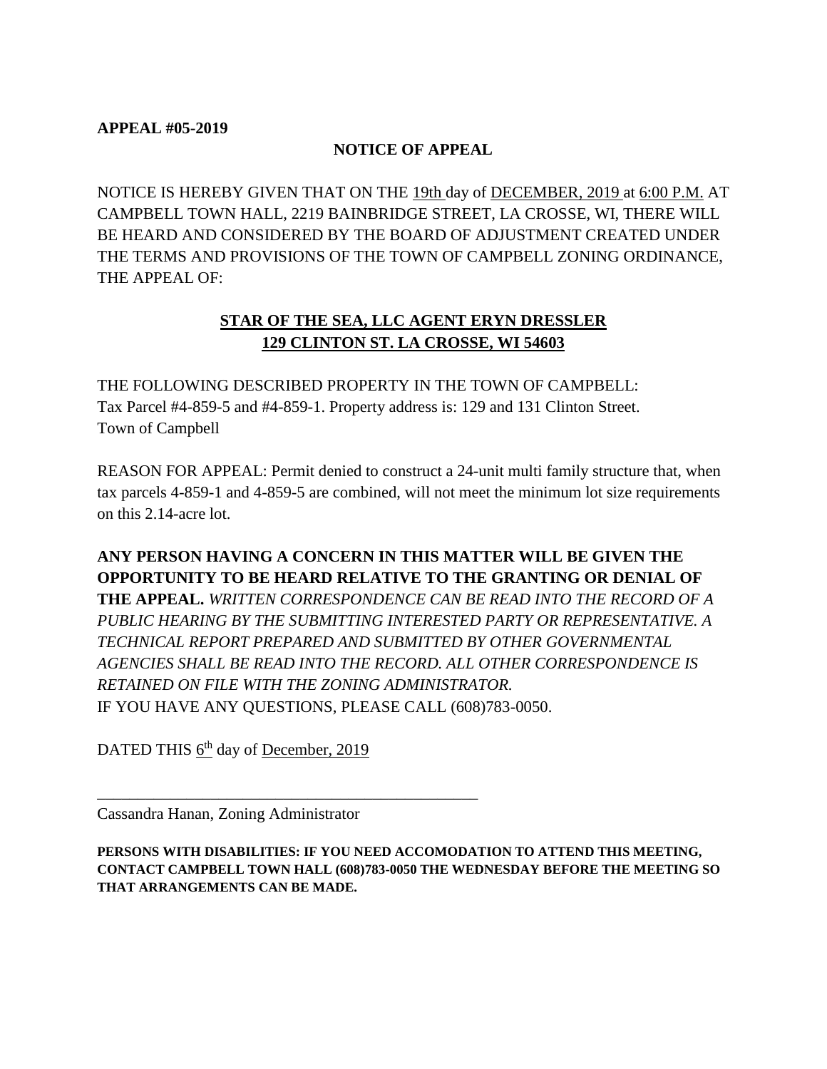**APPEAL #05-2019**

**NOTICE OF APPEAL**

NOTICE IS HEREBY GIVEN THAT ON THE 19th day of DECEMBER, 2019 at 6:00 P.M. AT CAMPBELL TOWN HALL, 2219 BAINBRIDGE STREET, LA CROSSE, WI, THERE WILL BE HEARD AND CONSIDERED BY THE BOARD OF ADJUSTMENT CREATED UNDER THE TERMS AND PROVISIONS OF THE TOWN OF CAMPBELL ZONING ORDINANCE, THE APPEAL OF:

**STAR OF THE SEA, LLC AGENT ERYN DRESSLER**
**129 CLINTON ST. LA CROSSE, WI 54603**

THE FOLLOWING DESCRIBED PROPERTY IN THE TOWN OF CAMPBELL:
Tax Parcel #4-859-5 and #4-859-1. Property address is: 129 and 131 Clinton Street.
Town of Campbell

REASON FOR APPEAL: Permit denied to construct a 24-unit multi family structure that, when tax parcels 4-859-1 and 4-859-5 are combined, will not meet the minimum lot size requirements on this 2.14-acre lot.

**ANY PERSON HAVING A CONCERN IN THIS MATTER WILL BE GIVEN THE OPPORTUNITY TO BE HEARD RELATIVE TO THE GRANTING OR DENIAL OF THE APPEAL.** *WRITTEN CORRESPONDENCE CAN BE READ INTO THE RECORD OF A PUBLIC HEARING BY THE SUBMITTING INTERESTED PARTY OR REPRESENTATIVE. A TECHNICAL REPORT PREPARED AND SUBMITTED BY OTHER GOVERNMENTAL AGENCIES SHALL BE READ INTO THE RECORD. ALL OTHER CORRESPONDENCE IS RETAINED ON FILE WITH THE ZONING ADMINISTRATOR.*
IF YOU HAVE ANY QUESTIONS, PLEASE CALL (608)783-0050.

DATED THIS 6th day of December, 2019

______________________________________________
Cassandra Hanan, Zoning Administrator

**PERSONS WITH DISABILITIES: IF YOU NEED ACCOMODATION TO ATTEND THIS MEETING, CONTACT CAMPBELL TOWN HALL (608)783-0050 THE WEDNESDAY BEFORE THE MEETING SO THAT ARRANGEMENTS CAN BE MADE.**